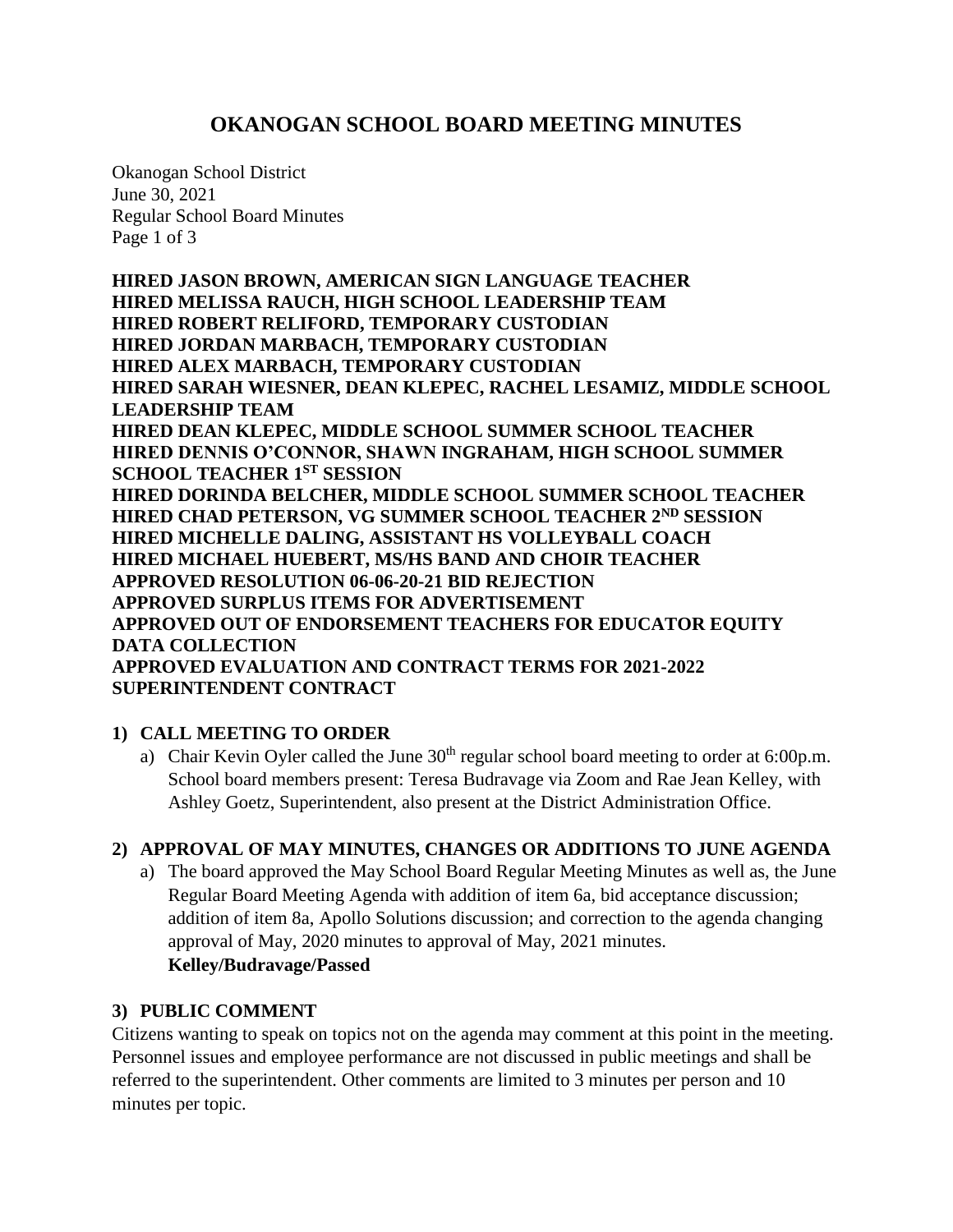# OKANOGAN SCHOOL BOARD MEETING MINUTES

Okanogan School District
June 30, 2021
Regular School Board Minutes

**HIRED JASON BROWN, AMERICAN SIGN LANGUAGE TEACHER**
**HIRED MELISSA RAUCH, HIGH SCHOOL LEADERSHIP TEAM**
**HIRED ROBERT RELIFORD, TEMPORARY CUSTODIAN**
**HIRED JORDAN MARBACH, TEMPORARY CUSTODIAN**
**HIRED ALEX MARBACH, TEMPORARY CUSTODIAN**
**HIRED SARAH WIESNER, DEAN KLEPEC, RACHEL LESAMIZ, MIDDLE SCHOOL LEADERSHIP TEAM**
**HIRED DEAN KLEPEC, MIDDLE SCHOOL SUMMER SCHOOL TEACHER**
**HIRED DENNIS O'CONNOR, SHAWN INGRAHAM, HIGH SCHOOL SUMMER SCHOOL TEACHER 1ST SESSION**
**HIRED DORINDA BELCHER, MIDDLE SCHOOL SUMMER SCHOOL TEACHER**
**HIRED CHAD PETERSON, VG SUMMER SCHOOL TEACHER 2ND SESSION**
**HIRED MICHELLE DALING, ASSISTANT HS VOLLEYBALL COACH**
**HIRED MICHAEL HUEBERT, MS/HS BAND AND CHOIR TEACHER**
**APPROVED RESOLUTION 06-06-20-21 BID REJECTION**
**APPROVED SURPLUS ITEMS FOR ADVERTISEMENT**
**APPROVED OUT OF ENDORSEMENT TEACHERS FOR EDUCATOR EQUITY DATA COLLECTION**
**APPROVED EVALUATION AND CONTRACT TERMS FOR 2021-2022 SUPERINTENDENT CONTRACT**

## 1) CALL MEETING TO ORDER

a) Chair Kevin Oyler called the June 30th regular school board meeting to order at 6:00p.m. School board members present: Teresa Budravage via Zoom and Rae Jean Kelley, with Ashley Goetz, Superintendent, also present at the District Administration Office.

## 2) APPROVAL OF MAY MINUTES, CHANGES OR ADDITIONS TO JUNE AGENDA

a) The board approved the May School Board Regular Meeting Minutes as well as, the June Regular Board Meeting Agenda with addition of item 6a, bid acceptance discussion; addition of item 8a, Apollo Solutions discussion; and correction to the agenda changing approval of May, 2020 minutes to approval of May, 2021 minutes.
**Kelley/Budravage/Passed**

## 3) PUBLIC COMMENT

Citizens wanting to speak on topics not on the agenda may comment at this point in the meeting. Personnel issues and employee performance are not discussed in public meetings and shall be referred to the superintendent. Other comments are limited to 3 minutes per person and 10 minutes per topic.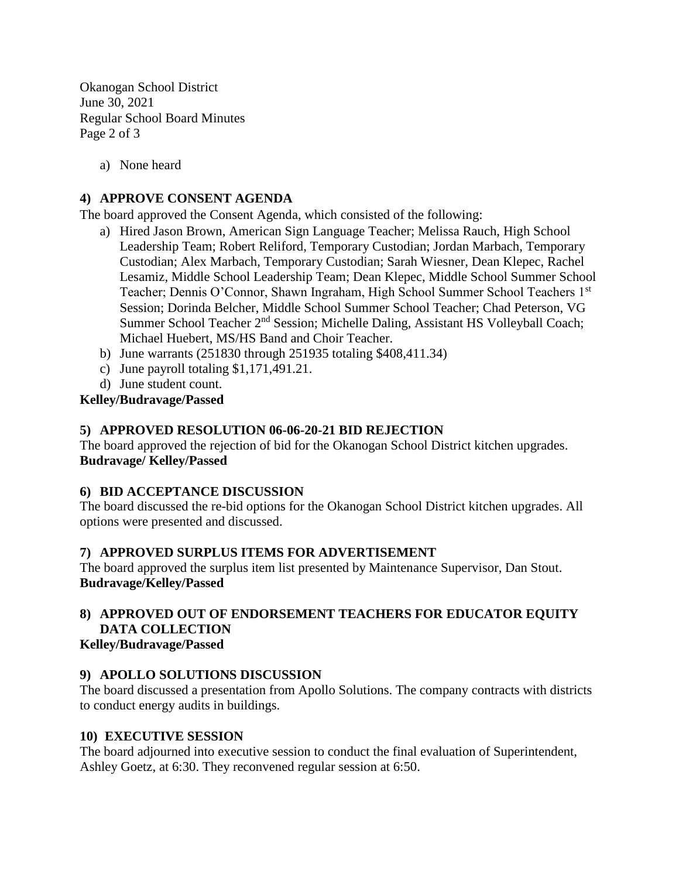a) None heard

**4) APPROVE CONSENT AGENDA**

The board approved the Consent Agenda, which consisted of the following:

a) Hired Jason Brown, American Sign Language Teacher; Melissa Rauch, High School Leadership Team; Robert Reliford, Temporary Custodian; Jordan Marbach, Temporary Custodian; Alex Marbach, Temporary Custodian; Sarah Wiesner, Dean Klepec, Rachel Lesamiz, Middle School Leadership Team; Dean Klepec, Middle School Summer School Teacher; Dennis O'Connor, Shawn Ingraham, High School Summer School Teachers 1st Session; Dorinda Belcher, Middle School Summer School Teacher; Chad Peterson, VG Summer School Teacher 2nd Session; Michelle Daling, Assistant HS Volleyball Coach; Michael Huebert, MS/HS Band and Choir Teacher.
b) June warrants (251830 through 251935 totaling $408,411.34)
c) June payroll totaling $1,171,491.21.
d) June student count.

**Kelley/Budravage/Passed**

**5) APPROVED RESOLUTION 06-06-20-21 BID REJECTION**

The board approved the rejection of bid for the Okanogan School District kitchen upgrades.
**Budravage/ Kelley/Passed**

**6) BID ACCEPTANCE DISCUSSION**

The board discussed the re-bid options for the Okanogan School District kitchen upgrades. All options were presented and discussed.

**7) APPROVED SURPLUS ITEMS FOR ADVERTISEMENT**

The board approved the surplus item list presented by Maintenance Supervisor, Dan Stout.
**Budravage/Kelley/Passed**

**8) APPROVED OUT OF ENDORSEMENT TEACHERS FOR EDUCATOR EQUITY DATA COLLECTION**

**Kelley/Budravage/Passed**

**9) APOLLO SOLUTIONS DISCUSSION**

The board discussed a presentation from Apollo Solutions. The company contracts with districts to conduct energy audits in buildings.

**10) EXECUTIVE SESSION**

The board adjourned into executive session to conduct the final evaluation of Superintendent, Ashley Goetz, at 6:30. They reconvened regular session at 6:50.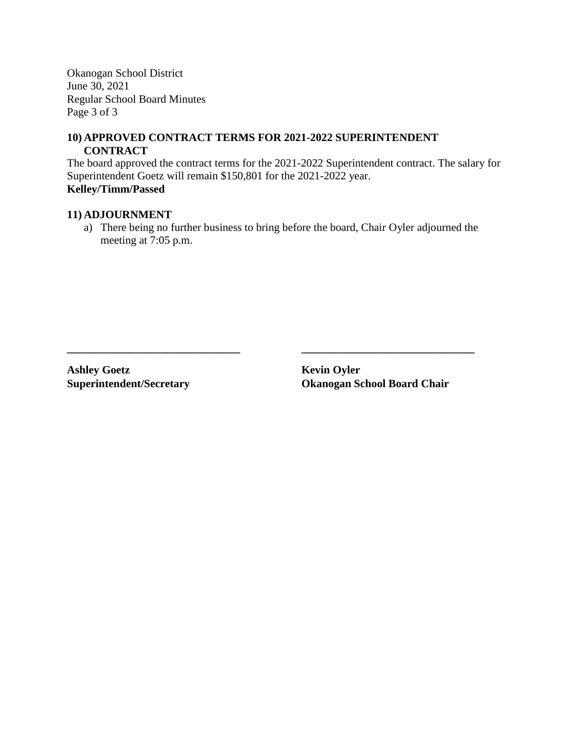Okanogan School District
June 30, 2021
Regular School Board Minutes

**10) APPROVED CONTRACT TERMS FOR 2021-2022 SUPERINTENDENT CONTRACT**

The board approved the contract terms for the 2021-2022 Superintendent contract. The salary for Superintendent Goetz will remain $150,801 for the 2021-2022 year.
**Kelley/Timm/Passed**

**11) ADJOURNMENT**

a) There being no further business to bring before the board, Chair Oyler adjourned the meeting at 7:05 p.m.

_______________________________ _______________________________

**Ashley Goetz**
**Superintendent/Secretary**

**Kevin Oyler**
**Okanogan School Board Chair**